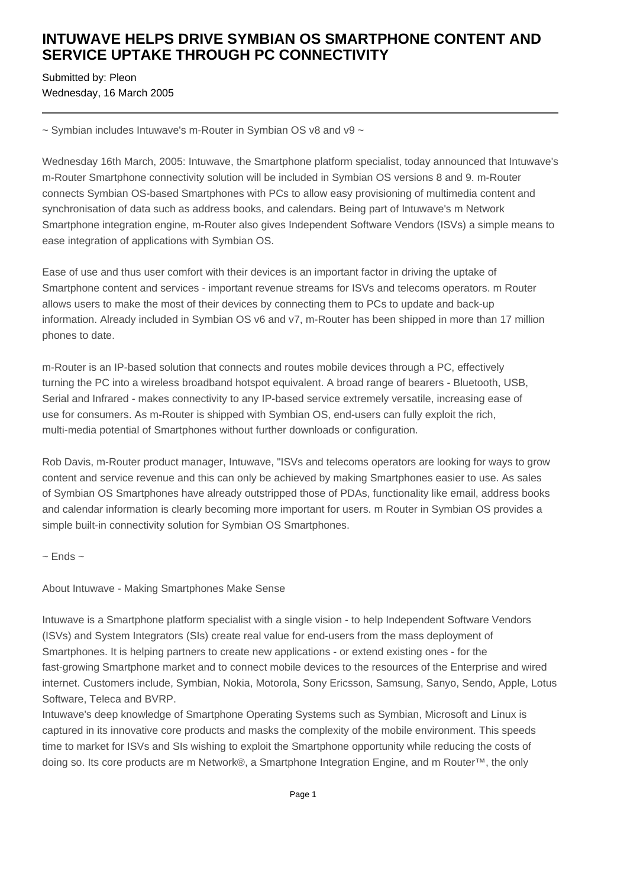# INTUWAVE HELPS DRIVE SYMBIAN OS SMARTPHONE CONTENT AND SERVICE UPTAKE THROUGH PC CONNECTIVITY

Submitted by: Pleon
Wednesday, 16 March 2005

---

~ Symbian includes Intuwave's m-Router in Symbian OS v8 and v9 ~

Wednesday 16th March, 2005: Intuwave, the Smartphone platform specialist, today announced that Intuwave's m-Router Smartphone connectivity solution will be included in Symbian OS versions 8 and 9. m-Router connects Symbian OS-based Smartphones with PCs to allow easy provisioning of multimedia content and synchronisation of data such as address books, and calendars. Being part of Intuwave's m Network Smartphone integration engine, m-Router also gives Independent Software Vendors (ISVs) a simple means to ease integration of applications with Symbian OS.

Ease of use and thus user comfort with their devices is an important factor in driving the uptake of Smartphone content and services - important revenue streams for ISVs and telecoms operators. m Router allows users to make the most of their devices by connecting them to PCs to update and back-up information. Already included in Symbian OS v6 and v7, m-Router has been shipped in more than 17 million phones to date.

m-Router is an IP-based solution that connects and routes mobile devices through a PC, effectively turning the PC into a wireless broadband hotspot equivalent. A broad range of bearers - Bluetooth, USB, Serial and Infrared - makes connectivity to any IP-based service extremely versatile, increasing ease of use for consumers. As m-Router is shipped with Symbian OS, end-users can fully exploit the rich, multi-media potential of Smartphones without further downloads or configuration.

Rob Davis, m-Router product manager, Intuwave, "ISVs and telecoms operators are looking for ways to grow content and service revenue and this can only be achieved by making Smartphones easier to use. As sales of Symbian OS Smartphones have already outstripped those of PDAs, functionality like email, address books and calendar information is clearly becoming more important for users. m Router in Symbian OS provides a simple built-in connectivity solution for Symbian OS Smartphones.

~ Ends ~

About Intuwave - Making Smartphones Make Sense

Intuwave is a Smartphone platform specialist with a single vision - to help Independent Software Vendors (ISVs) and System Integrators (SIs) create real value for end-users from the mass deployment of Smartphones. It is helping partners to create new applications - or extend existing ones - for the fast-growing Smartphone market and to connect mobile devices to the resources of the Enterprise and wired internet. Customers include, Symbian, Nokia, Motorola, Sony Ericsson, Samsung, Sanyo, Sendo, Apple, Lotus Software, Teleca and BVRP.
Intuwave's deep knowledge of Smartphone Operating Systems such as Symbian, Microsoft and Linux is captured in its innovative core products and masks the complexity of the mobile environment. This speeds time to market for ISVs and SIs wishing to exploit the Smartphone opportunity while reducing the costs of doing so. Its core products are m Network®, a Smartphone Integration Engine, and m Router™, the only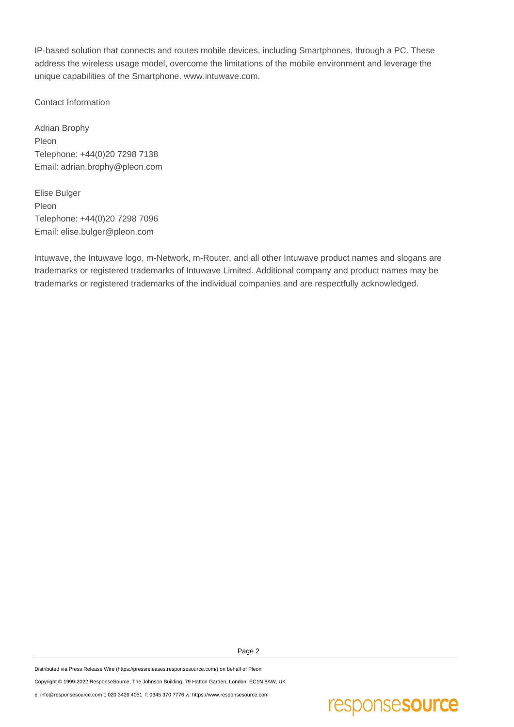IP-based solution that connects and routes mobile devices, including Smartphones, through a PC. These address the wireless usage model, overcome the limitations of the mobile environment and leverage the unique capabilities of the Smartphone. www.intuwave.com.

Contact Information

Adrian Brophy
Pleon
Telephone: +44(0)20 7298 7138
Email: adrian.brophy@pleon.com

Elise Bulger
Pleon
Telephone: +44(0)20 7298 7096
Email: elise.bulger@pleon.com

Intuwave, the Intuwave logo, m-Network, m-Router, and all other Intuwave product names and slogans are trademarks or registered trademarks of Intuwave Limited. Additional company and product names may be trademarks or registered trademarks of the individual companies and are respectfully acknowledged.

Distributed via Press Release Wire (https://pressreleases.responsesource.com/) on behalf of Pleon

Copyright © 1999-2022 ResponseSource, The Johnson Building, 79 Hatton Garden, London, EC1N 8AW, UK

e: info@responsesource.com t: 020 3426 4051 f: 0345 370 7776 w: https://www.responsesource.com